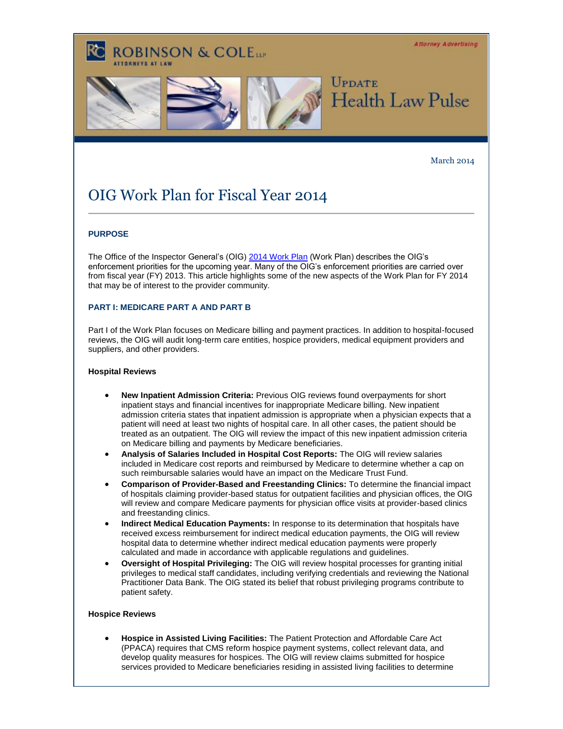ROBINSON & COLE LLP
ATTORNEYS AT LAW

Attorney Advertising

UPDATE
Health Law Pulse

March 2014

# OIG Work Plan for Fiscal Year 2014

### PURPOSE

The Office of the Inspector General's (OIG) [2014 Work Plan](#) (Work Plan) describes the OIG's enforcement priorities for the upcoming year. Many of the OIG's enforcement priorities are carried over from fiscal year (FY) 2013. This article highlights some of the new aspects of the Work Plan for FY 2014 that may be of interest to the provider community.

### PART I: MEDICARE PART A AND PART B

Part I of the Work Plan focuses on Medicare billing and payment practices. In addition to hospital-focused reviews, the OIG will audit long-term care entities, hospice providers, medical equipment providers and suppliers, and other providers.

**Hospital Reviews**

- **New Inpatient Admission Criteria:** Previous OIG reviews found overpayments for short inpatient stays and financial incentives for inappropriate Medicare billing. New inpatient admission criteria states that inpatient admission is appropriate when a physician expects that a patient will need at least two nights of hospital care. In all other cases, the patient should be treated as an outpatient. The OIG will review the impact of this new inpatient admission criteria on Medicare billing and payments by Medicare beneficiaries.
- **Analysis of Salaries Included in Hospital Cost Reports:** The OIG will review salaries included in Medicare cost reports and reimbursed by Medicare to determine whether a cap on such reimbursable salaries would have an impact on the Medicare Trust Fund.
- **Comparison of Provider-Based and Freestanding Clinics:** To determine the financial impact of hospitals claiming provider-based status for outpatient facilities and physician offices, the OIG will review and compare Medicare payments for physician office visits at provider-based clinics and freestanding clinics.
- **Indirect Medical Education Payments:** In response to its determination that hospitals have received excess reimbursement for indirect medical education payments, the OIG will review hospital data to determine whether indirect medical education payments were properly calculated and made in accordance with applicable regulations and guidelines.
- **Oversight of Hospital Privileging:** The OIG will review hospital processes for granting initial privileges to medical staff candidates, including verifying credentials and reviewing the National Practitioner Data Bank. The OIG stated its belief that robust privileging programs contribute to patient safety.

**Hospice Reviews**

- **Hospice in Assisted Living Facilities:** The Patient Protection and Affordable Care Act (PPACA) requires that CMS reform hospice payment systems, collect relevant data, and develop quality measures for hospices. The OIG will review claims submitted for hospice services provided to Medicare beneficiaries residing in assisted living facilities to determine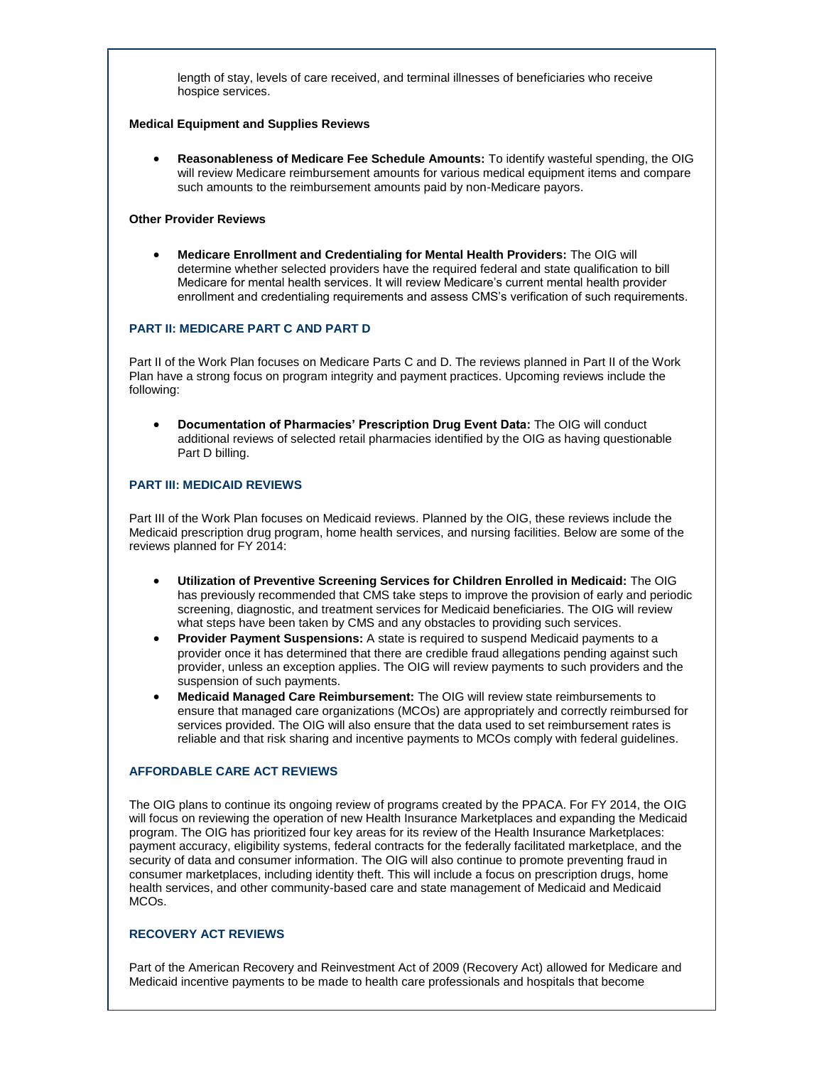length of stay, levels of care received, and terminal illnesses of beneficiaries who receive hospice services.

**Medical Equipment and Supplies Reviews**

- **Reasonableness of Medicare Fee Schedule Amounts:** To identify wasteful spending, the OIG will review Medicare reimbursement amounts for various medical equipment items and compare such amounts to the reimbursement amounts paid by non-Medicare payors.

**Other Provider Reviews**

- **Medicare Enrollment and Credentialing for Mental Health Providers:** The OIG will determine whether selected providers have the required federal and state qualification to bill Medicare for mental health services. It will review Medicare's current mental health provider enrollment and credentialing requirements and assess CMS's verification of such requirements.

## PART II: MEDICARE PART C AND PART D

Part II of the Work Plan focuses on Medicare Parts C and D. The reviews planned in Part II of the Work Plan have a strong focus on program integrity and payment practices. Upcoming reviews include the following:

- **Documentation of Pharmacies' Prescription Drug Event Data:** The OIG will conduct additional reviews of selected retail pharmacies identified by the OIG as having questionable Part D billing.

## PART III: MEDICAID REVIEWS

Part III of the Work Plan focuses on Medicaid reviews. Planned by the OIG, these reviews include the Medicaid prescription drug program, home health services, and nursing facilities. Below are some of the reviews planned for FY 2014:

- **Utilization of Preventive Screening Services for Children Enrolled in Medicaid:** The OIG has previously recommended that CMS take steps to improve the provision of early and periodic screening, diagnostic, and treatment services for Medicaid beneficiaries. The OIG will review what steps have been taken by CMS and any obstacles to providing such services.
- **Provider Payment Suspensions:** A state is required to suspend Medicaid payments to a provider once it has determined that there are credible fraud allegations pending against such provider, unless an exception applies. The OIG will review payments to such providers and the suspension of such payments.
- **Medicaid Managed Care Reimbursement:** The OIG will review state reimbursements to ensure that managed care organizations (MCOs) are appropriately and correctly reimbursed for services provided. The OIG will also ensure that the data used to set reimbursement rates is reliable and that risk sharing and incentive payments to MCOs comply with federal guidelines.

## AFFORDABLE CARE ACT REVIEWS

The OIG plans to continue its ongoing review of programs created by the PPACA. For FY 2014, the OIG will focus on reviewing the operation of new Health Insurance Marketplaces and expanding the Medicaid program. The OIG has prioritized four key areas for its review of the Health Insurance Marketplaces: payment accuracy, eligibility systems, federal contracts for the federally facilitated marketplace, and the security of data and consumer information. The OIG will also continue to promote preventing fraud in consumer marketplaces, including identity theft. This will include a focus on prescription drugs, home health services, and other community-based care and state management of Medicaid and Medicaid MCOs.

## RECOVERY ACT REVIEWS

Part of the American Recovery and Reinvestment Act of 2009 (Recovery Act) allowed for Medicare and Medicaid incentive payments to be made to health care professionals and hospitals that become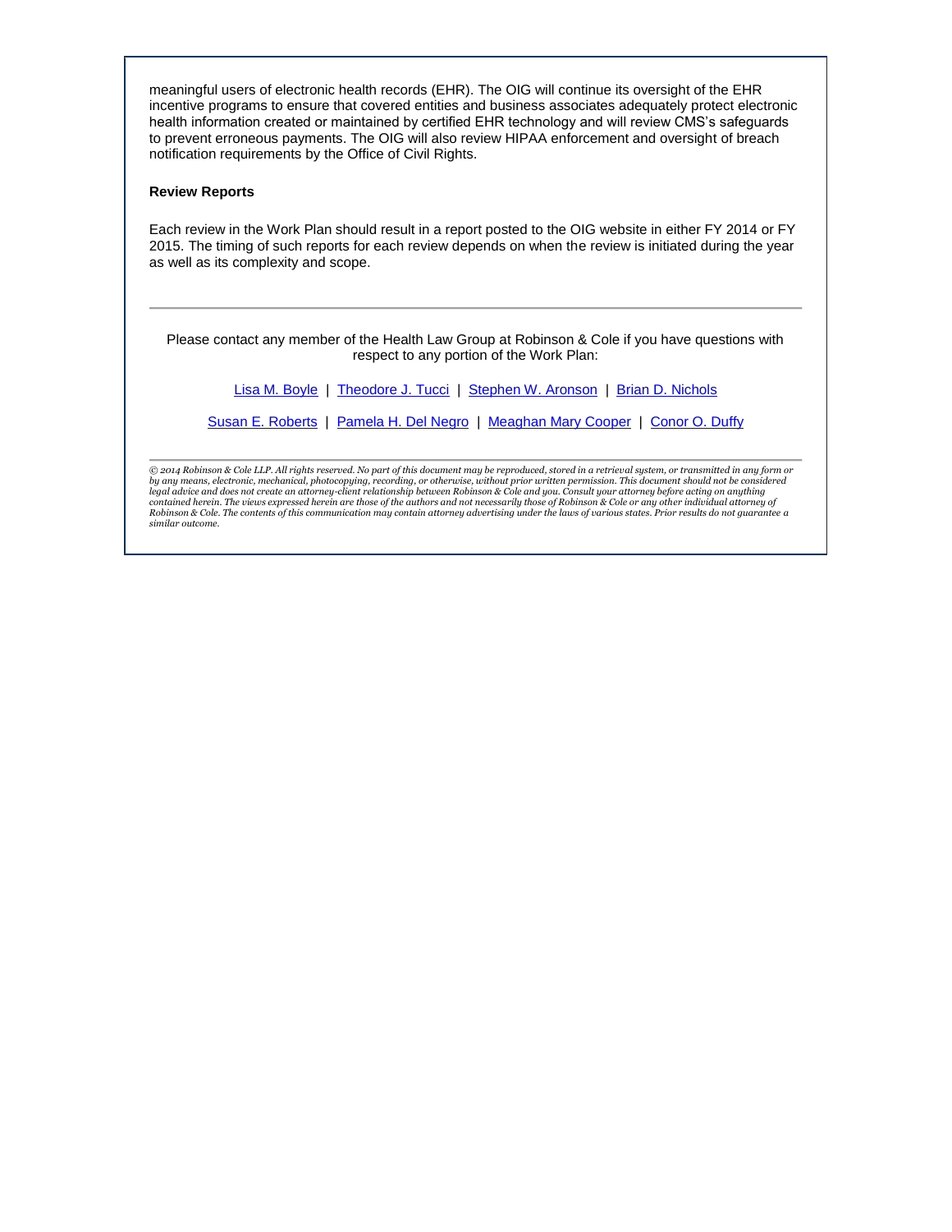meaningful users of electronic health records (EHR). The OIG will continue its oversight of the EHR incentive programs to ensure that covered entities and business associates adequately protect electronic health information created or maintained by certified EHR technology and will review CMS's safeguards to prevent erroneous payments. The OIG will also review HIPAA enforcement and oversight of breach notification requirements by the Office of Civil Rights.

**Review Reports**

Each review in the Work Plan should result in a report posted to the OIG website in either FY 2014 or FY 2015. The timing of such reports for each review depends on when the review is initiated during the year as well as its complexity and scope.

---

Please contact any member of the Health Law Group at Robinson & Cole if you have questions with respect to any portion of the Work Plan:

Lisa M. Boyle | Theodore J. Tucci | Stephen W. Aronson | Brian D. Nichols

Susan E. Roberts | Pamela H. Del Negro | Meaghan Mary Cooper | Conor O. Duffy

---

*© 2014 Robinson & Cole LLP. All rights reserved. No part of this document may be reproduced, stored in a retrieval system, or transmitted in any form or by any means, electronic, mechanical, photocopying, recording, or otherwise, without prior written permission. This document should not be considered legal advice and does not create an attorney-client relationship between Robinson & Cole and you. Consult your attorney before acting on anything contained herein. The views expressed herein are those of the authors and not necessarily those of Robinson & Cole or any other individual attorney of Robinson & Cole. The contents of this communication may contain attorney advertising under the laws of various states. Prior results do not guarantee a similar outcome.*